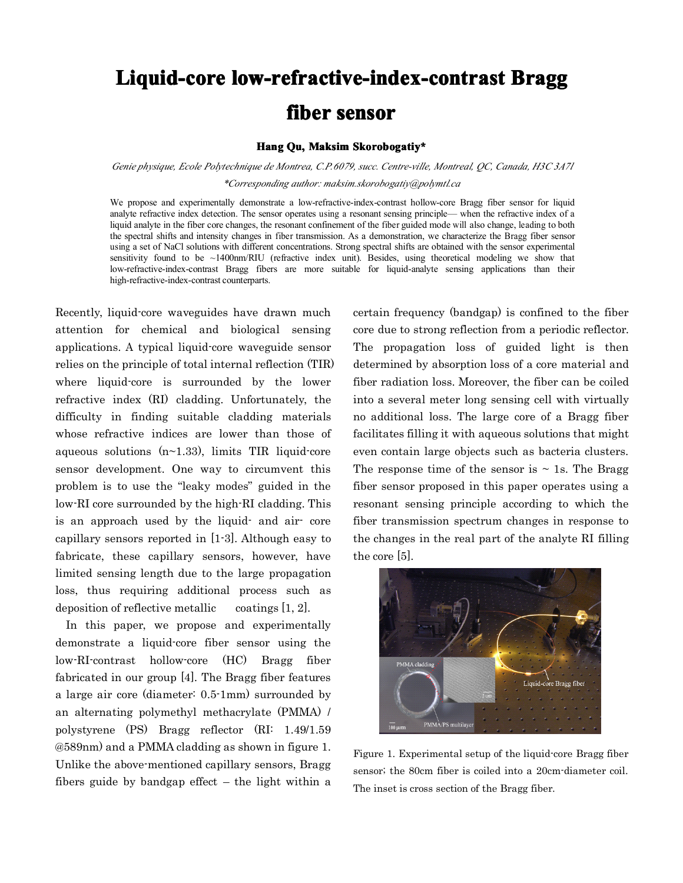# Liquid-core low-refractive-index-contrast Bragg fiber sensor

**Hang Qu, Maksim Skorobogatiy***

*Genie physique, Ecole Polytechnique de Montrea, C.P.6079, succ. Centre-ville, Montreal, QC, Canada, H3C 3A7l*

*\*Corresponding author: maksim.skorobogatiy@polymtl.ca*

We propose and experimentally demonstrate a low-refractive-index-contrast hollow-core Bragg fiber sensor for liquid analyte refractive index detection. The sensor operates using a resonant sensing principle— when the refractive index of a liquid analyte in the fiber core changes, the resonant confinement of the fiber guided mode will also change, leading to both the spectral shifts and intensity changes in fiber transmission. As a demonstration, we characterize the Bragg fiber sensor using a set of NaCl solutions with different concentrations. Strong spectral shifts are obtained with the sensor experimental sensitivity found to be ~1400nm/RIU (refractive index unit). Besides, using theoretical modeling we show that low-refractive-index-contrast Bragg fibers are more suitable for liquid-analyte sensing applications than their high-refractive-index-contrast counterparts.

Recently, liquid-core waveguides have drawn much attention for chemical and biological sensing applications. A typical liquid-core waveguide sensor relies on the principle of total internal reflection (TIR) where liquid-core is surrounded by the lower refractive index (RI) cladding. Unfortunately, the difficulty in finding suitable cladding materials whose refractive indices are lower than those of aqueous solutions (n~1.33), limits TIR liquid-core sensor development. One way to circumvent this problem is to use the "leaky modes" guided in the low-RI core surrounded by the high-RI cladding. This is an approach used by the liquid- and air- core capillary sensors reported in [1-3]. Although easy to fabricate, these capillary sensors, however, have limited sensing length due to the large propagation loss, thus requiring additional process such as deposition of reflective metallic coatings [1, 2].

In this paper, we propose and experimentally demonstrate a liquid-core fiber sensor using the low-RI-contrast hollow-core (HC) Bragg fiber fabricated in our group [4]. The Bragg fiber features a large air core (diameter: 0.5-1mm) surrounded by an alternating polymethyl methacrylate (PMMA) / polystyrene (PS) Bragg reflector (RI: 1.49/1.59 @589nm) and a PMMA cladding as shown in figure 1. Unlike the above-mentioned capillary sensors, Bragg fibers guide by bandgap effect – the light within a certain frequency (bandgap) is confined to the fiber core due to strong reflection from a periodic reflector. The propagation loss of guided light is then determined by absorption loss of a core material and fiber radiation loss. Moreover, the fiber can be coiled into a several meter long sensing cell with virtually no additional loss. The large core of a Bragg fiber facilitates filling it with aqueous solutions that might even contain large objects such as bacteria clusters. The response time of the sensor is ~ 1s. The Bragg fiber sensor proposed in this paper operates using a resonant sensing principle according to which the fiber transmission spectrum changes in response to the changes in the real part of the analyte RI filling the core [5].

Figure 1. Experimental setup of the liquid-core Bragg fiber sensor; the 80cm fiber is coiled into a 20cm-diameter coil. The inset is cross section of the Bragg fiber.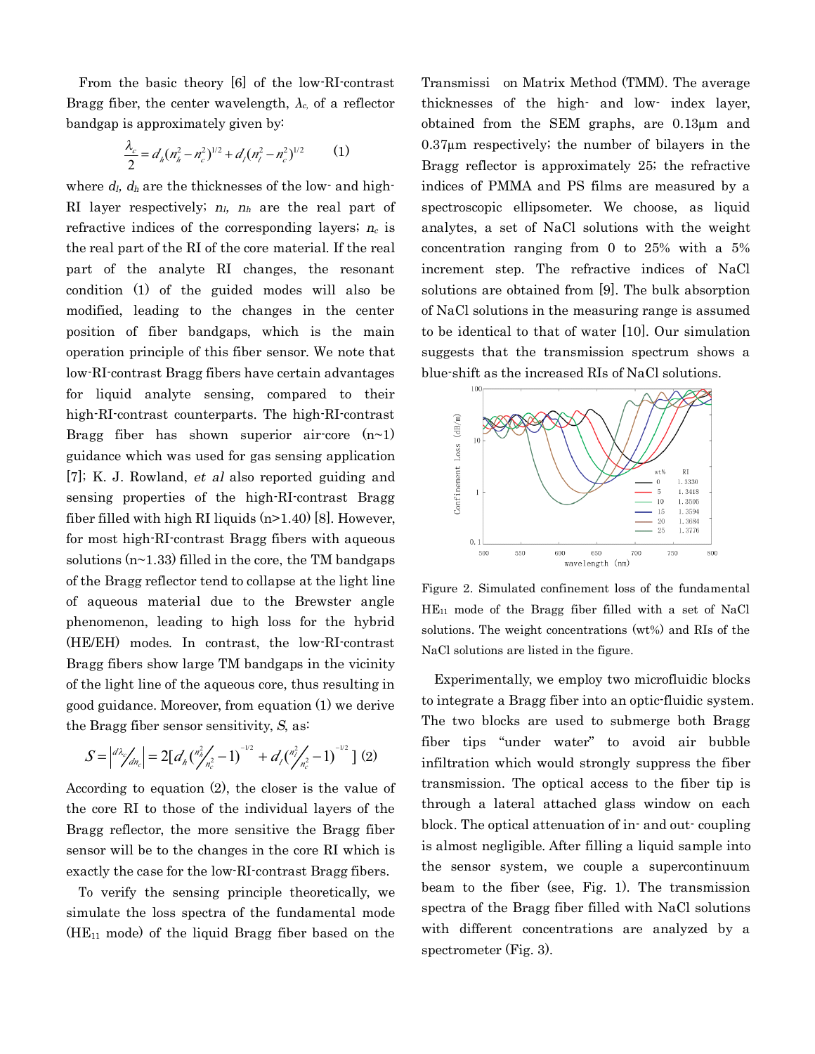From the basic theory [6] of the low-RI-contrast Bragg fiber, the center wavelength, $\lambda_c$, of a reflector bandgap is approximately given by:

$$\frac{\lambda_c}{2} = d_h(n_h^2 - n_c^2)^{1/2} + d_l(n_l^2 - n_c^2)^{1/2} \qquad (1)$$

where $d_l$, $d_h$ are the thicknesses of the low- and high-RI layer respectively; $n_l$, $n_h$ are the real part of refractive indices of the corresponding layers; $n_c$ is the real part of the RI of the core material. If the real part of the analyte RI changes, the resonant condition (1) of the guided modes will also be modified, leading to the changes in the center position of fiber bandgaps, which is the main operation principle of this fiber sensor. We note that low-RI-contrast Bragg fibers have certain advantages for liquid analyte sensing, compared to their high-RI-contrast counterparts. The high-RI-contrast Bragg fiber has shown superior air-core (n~1) guidance which was used for gas sensing application [7]; K. J. Rowland, *et al* also reported guiding and sensing properties of the high-RI-contrast Bragg fiber filled with high RI liquids (n>1.40) [8]. However, for most high-RI-contrast Bragg fibers with aqueous solutions (n~1.33) filled in the core, the TM bandgaps of the Bragg reflector tend to collapse at the light line of aqueous material due to the Brewster angle phenomenon, leading to high loss for the hybrid (HE/EH) modes. In contrast, the low-RI-contrast Bragg fibers show large TM bandgaps in the vicinity of the light line of the aqueous core, thus resulting in good guidance. Moreover, from equation (1) we derive the Bragg fiber sensor sensitivity, $S$, as:

$$S = \left|\frac{d\lambda_c}{dn_c}\right| = 2\left[d_h\left(\frac{n_h^2}{n_c^2} - 1\right)^{-1/2} + d_l\left(\frac{n_l^2}{n_c^2} - 1\right)^{-1/2}\right] \quad (2)$$

According to equation (2), the closer is the value of the core RI to those of the individual layers of the Bragg reflector, the more sensitive the Bragg fiber sensor will be to the changes in the core RI which is exactly the case for the low-RI-contrast Bragg fibers.

To verify the sensing principle theoretically, we simulate the loss spectra of the fundamental mode ($HE_{11}$ mode) of the liquid Bragg fiber based on the Transmission Matrix Method (TMM). The average thicknesses of the high- and low- index layer, obtained from the SEM graphs, are 0.13μm and 0.37μm respectively; the number of bilayers in the Bragg reflector is approximately 25; the refractive indices of PMMA and PS films are measured by a spectroscopic ellipsometer. We choose, as liquid analytes, a set of NaCl solutions with the weight concentration ranging from 0 to 25% with a 5% increment step. The refractive indices of NaCl solutions are obtained from [9]. The bulk absorption of NaCl solutions in the measuring range is assumed to be identical to that of water [10]. Our simulation suggests that the transmission spectrum shows a blue-shift as the increased RIs of NaCl solutions.

Figure 2. Simulated confinement loss of the fundamental $HE_{11}$ mode of the Bragg fiber filled with a set of NaCl solutions. The weight concentrations (wt%) and RIs of the NaCl solutions are listed in the figure.

Experimentally, we employ two microfluidic blocks to integrate a Bragg fiber into an optic-fluidic system. The two blocks are used to submerge both Bragg fiber tips "under water" to avoid air bubble infiltration which would strongly suppress the fiber transmission. The optical access to the fiber tip is through a lateral attached glass window on each block. The optical attenuation of in- and out- coupling is almost negligible. After filling a liquid sample into the sensor system, we couple a supercontinuum beam to the fiber (see, Fig. 1). The transmission spectra of the Bragg fiber filled with NaCl solutions with different concentrations are analyzed by a spectrometer (Fig. 3).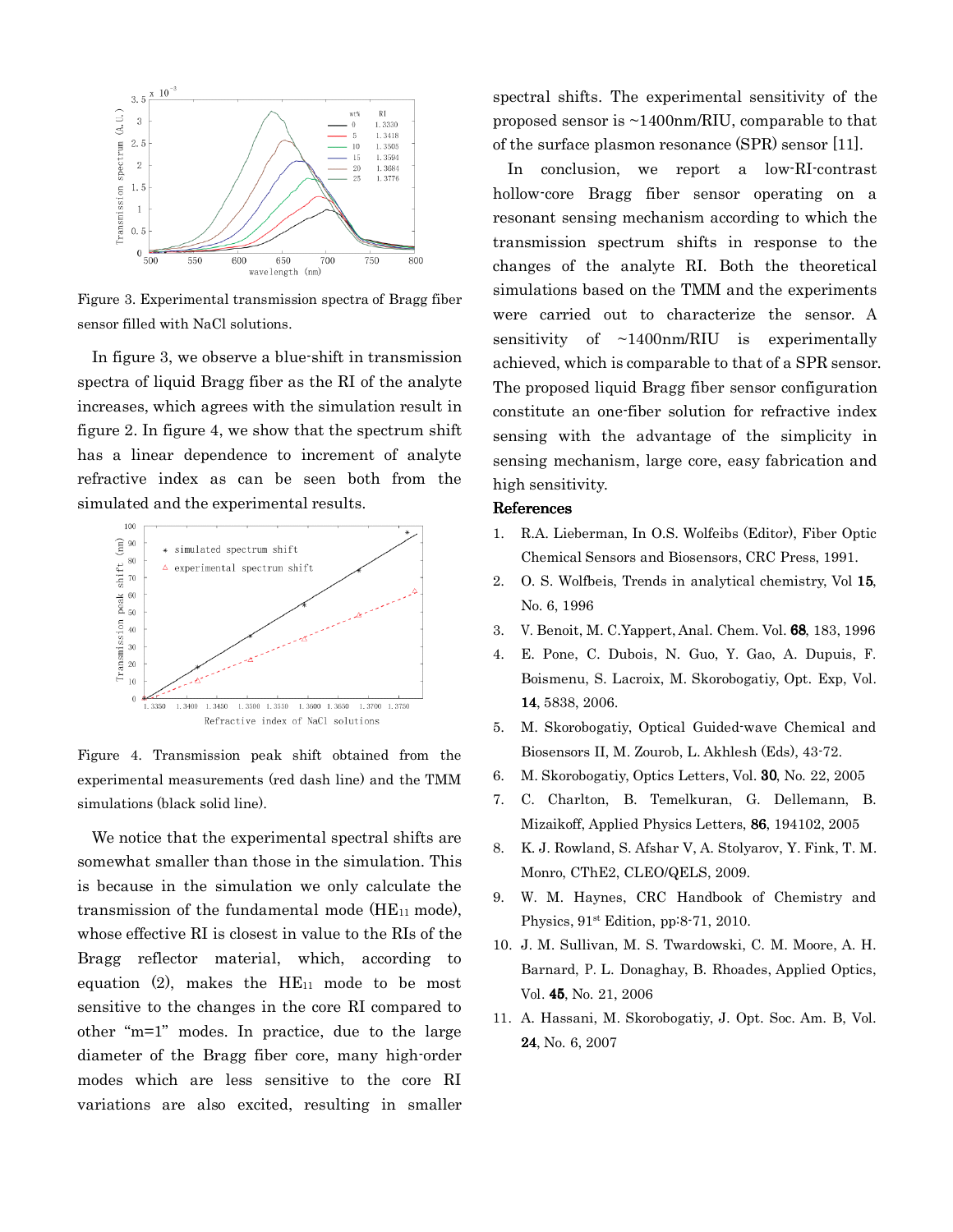3.5 x 10^-3

3

2.5

2

1.5

1

0.5

0

Transmission spectrum (A.U.)

500 550 600 650 700 750 800

wavelength (nm)

wt% RI
0 1.3330
5 1.3418
10 1.3505
15 1.3594
20 1.3684
25 1.3776

Figure 3. Experimental transmission spectra of Bragg fiber sensor filled with NaCl solutions.

In figure 3, we observe a blue-shift in transmission spectra of liquid Bragg fiber as the RI of the analyte increases, which agrees with the simulation result in figure 2. In figure 4, we show that the spectrum shift has a linear dependence to increment of analyte refractive index as can be seen both from the simulated and the experimental results.

100
90
80
70
60
50
40
30
20
10
0

Transmission peak shift (nm)

* simulated spectrum shift
△ experimental spectrum shift

1.3350 1.3400 1.3450 1.3500 1.3550 1.3600 1.3650 1.3700 1.3750

Refractive index of NaCl solutions

Figure 4. Transmission peak shift obtained from the experimental measurements (red dash line) and the TMM simulations (black solid line).

We notice that the experimental spectral shifts are somewhat smaller than those in the simulation. This is because in the simulation we only calculate the transmission of the fundamental mode ($HE_{11}$ mode), whose effective RI is closest in value to the RIs of the Bragg reflector material, which, according to equation (2), makes the $HE_{11}$ mode to be most sensitive to the changes in the core RI compared to other "m=1" modes. In practice, due to the large diameter of the Bragg fiber core, many high-order modes which are less sensitive to the core RI variations are also excited, resulting in smaller spectral shifts. The experimental sensitivity of the proposed sensor is ~1400nm/RIU, comparable to that of the surface plasmon resonance (SPR) sensor [11].

In conclusion, we report a low-RI-contrast hollow-core Bragg fiber sensor operating on a resonant sensing mechanism according to which the transmission spectrum shifts in response to the changes of the analyte RI. Both the theoretical simulations based on the TMM and the experiments were carried out to characterize the sensor. A sensitivity of ~1400nm/RIU is experimentally achieved, which is comparable to that of a SPR sensor. The proposed liquid Bragg fiber sensor configuration constitute an one-fiber solution for refractive index sensing with the advantage of the simplicity in sensing mechanism, large core, easy fabrication and high sensitivity.

## References

1. R.A. Lieberman, In O.S. Wolfeibs (Editor), Fiber Optic Chemical Sensors and Biosensors, CRC Press, 1991.
2. O. S. Wolfbeis, Trends in analytical chemistry, Vol **15**, No. 6, 1996
3. V. Benoit, M. C.Yappert, Anal. Chem. Vol. **68**, 183, 1996
4. E. Pone, C. Dubois, N. Guo, Y. Gao, A. Dupuis, F. Boismenu, S. Lacroix, M. Skorobogatiy, Opt. Exp, Vol. **14**, 5838, 2006.
5. M. Skorobogatiy, Optical Guided-wave Chemical and Biosensors II, M. Zourob, L. Akhlesh (Eds), 43-72.
6. M. Skorobogatiy, Optics Letters, Vol. **30**, No. 22, 2005
7. C. Charlton, B. Temelkuran, G. Dellemann, B. Mizaikoff, Applied Physics Letters, **86**, 194102, 2005
8. K. J. Rowland, S. Afshar V, A. Stolyarov, Y. Fink, T. M. Monro, CThE2, CLEO/QELS, 2009.
9. W. M. Haynes, CRC Handbook of Chemistry and Physics, 91st Edition, pp:8-71, 2010.
10. J. M. Sullivan, M. S. Twardowski, C. M. Moore, A. H. Barnard, P. L. Donaghay, B. Rhoades, Applied Optics, Vol. **45**, No. 21, 2006
11. A. Hassani, M. Skorobogatiy, J. Opt. Soc. Am. B, Vol. **24**, No. 6, 2007